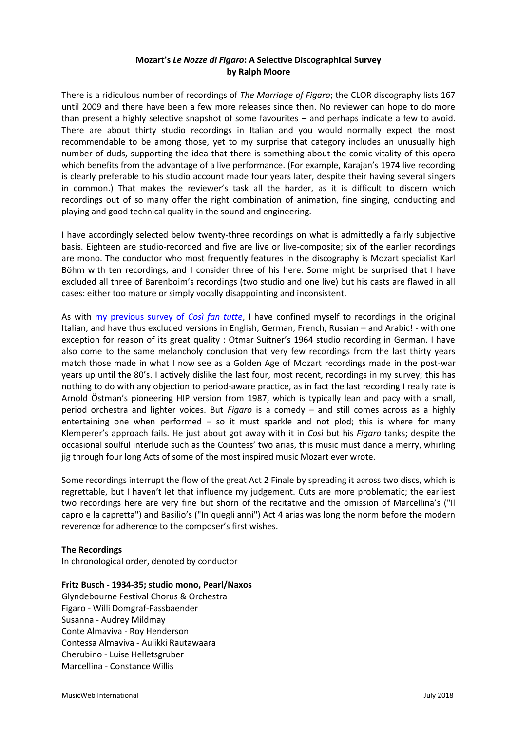**Mozart's *Le Nozze di Figaro*: A Selective Discographical Survey**
**by Ralph Moore**

There is a ridiculous number of recordings of *The Marriage of Figaro*; the CLOR discography lists 167 until 2009 and there have been a few more releases since then. No reviewer can hope to do more than present a highly selective snapshot of some favourites – and perhaps indicate a few to avoid. There are about thirty studio recordings in Italian and you would normally expect the most recommendable to be among those, yet to my surprise that category includes an unusually high number of duds, supporting the idea that there is something about the comic vitality of this opera which benefits from the advantage of a live performance. (For example, Karajan's 1974 live recording is clearly preferable to his studio account made four years later, despite their having several singers in common.) That makes the reviewer's task all the harder, as it is difficult to discern which recordings out of so many offer the right combination of animation, fine singing, conducting and playing and good technical quality in the sound and engineering.

I have accordingly selected below twenty-three recordings on what is admittedly a fairly subjective basis. Eighteen are studio-recorded and five are live or live-composite; six of the earlier recordings are mono. The conductor who most frequently features in the discography is Mozart specialist Karl Böhm with ten recordings, and I consider three of his here. Some might be surprised that I have excluded all three of Barenboim's recordings (two studio and one live) but his casts are flawed in all cases: either too mature or simply vocally disappointing and inconsistent.

As with my previous survey of *Così fan tutte*, I have confined myself to recordings in the original Italian, and have thus excluded versions in English, German, French, Russian – and Arabic! - with one exception for reason of its great quality : Otmar Suitner's 1964 studio recording in German. I have also come to the same melancholy conclusion that very few recordings from the last thirty years match those made in what I now see as a Golden Age of Mozart recordings made in the post-war years up until the 80's. I actively dislike the last four, most recent, recordings in my survey; this has nothing to do with any objection to period-aware practice, as in fact the last recording I really rate is Arnold Östman's pioneering HIP version from 1987, which is typically lean and pacy with a small, period orchestra and lighter voices. But *Figaro* is a comedy – and still comes across as a highly entertaining one when performed – so it must sparkle and not plod; this is where for many Klemperer's approach fails. He just about got away with it in *Così* but his *Figaro* tanks; despite the occasional soulful interlude such as the Countess' two arias, this music must dance a merry, whirling jig through four long Acts of some of the most inspired music Mozart ever wrote.

Some recordings interrupt the flow of the great Act 2 Finale by spreading it across two discs, which is regrettable, but I haven't let that influence my judgement. Cuts are more problematic; the earliest two recordings here are very fine but shorn of the recitative and the omission of Marcellina's ("Il capro e la capretta") and Basilio's ("In quegli anni") Act 4 arias was long the norm before the modern reverence for adherence to the composer's first wishes.

**The Recordings**
In chronological order, denoted by conductor

**Fritz Busch - 1934-35; studio mono, Pearl/Naxos**
Glyndebourne Festival Chorus & Orchestra
Figaro - Willi Domgraf-Fassbaender
Susanna - Audrey Mildmay
Conte Almaviva - Roy Henderson
Contessa Almaviva - Aulikki Rautawaara
Cherubino - Luise Helletsgruber
Marcellina - Constance Willis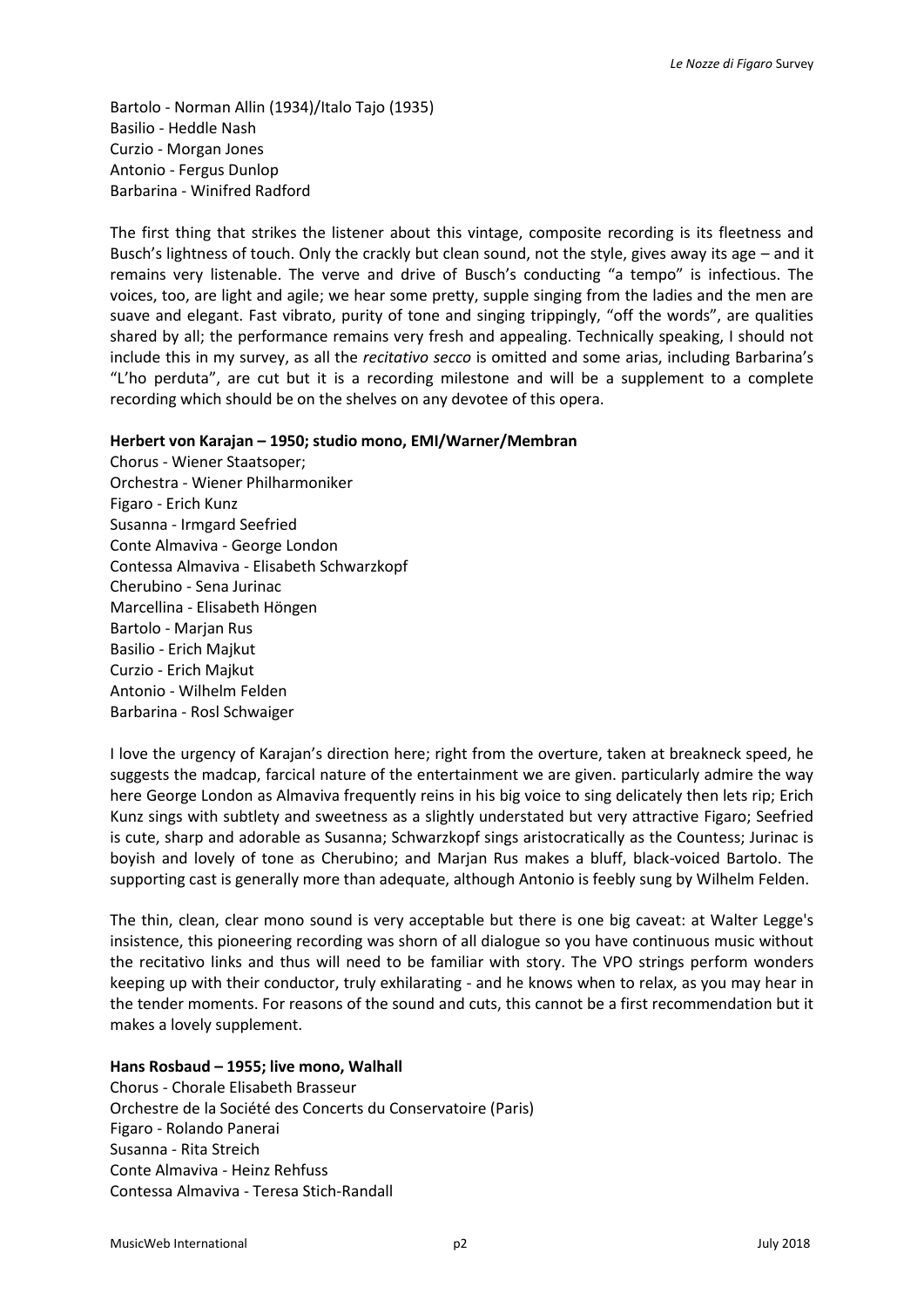Bartolo - Norman Allin (1934)/Italo Tajo (1935)
Basilio - Heddle Nash
Curzio - Morgan Jones
Antonio - Fergus Dunlop
Barbarina - Winifred Radford

The first thing that strikes the listener about this vintage, composite recording is its fleetness and Busch's lightness of touch. Only the crackly but clean sound, not the style, gives away its age – and it remains very listenable. The verve and drive of Busch's conducting "a tempo" is infectious. The voices, too, are light and agile; we hear some pretty, supple singing from the ladies and the men are suave and elegant. Fast vibrato, purity of tone and singing trippingly, "off the words", are qualities shared by all; the performance remains very fresh and appealing. Technically speaking, I should not include this in my survey, as all the *recitativo secco* is omitted and some arias, including Barbarina's "L'ho perduta", are cut but it is a recording milestone and will be a supplement to a complete recording which should be on the shelves on any devotee of this opera.

**Herbert von Karajan – 1950; studio mono, EMI/Warner/Membran**

Chorus - Wiener Staatsoper;
Orchestra - Wiener Philharmoniker
Figaro - Erich Kunz
Susanna - Irmgard Seefried
Conte Almaviva - George London
Contessa Almaviva - Elisabeth Schwarzkopf
Cherubino - Sena Jurinac
Marcellina - Elisabeth Höngen
Bartolo - Marjan Rus
Basilio - Erich Majkut
Curzio - Erich Majkut
Antonio - Wilhelm Felden
Barbarina - Rosl Schwaiger

I love the urgency of Karajan's direction here; right from the overture, taken at breakneck speed, he suggests the madcap, farcical nature of the entertainment we are given. particularly admire the way here George London as Almaviva frequently reins in his big voice to sing delicately then lets rip; Erich Kunz sings with subtlety and sweetness as a slightly understated but very attractive Figaro; Seefried is cute, sharp and adorable as Susanna; Schwarzkopf sings aristocratically as the Countess; Jurinac is boyish and lovely of tone as Cherubino; and Marjan Rus makes a bluff, black-voiced Bartolo. The supporting cast is generally more than adequate, although Antonio is feebly sung by Wilhelm Felden.

The thin, clean, clear mono sound is very acceptable but there is one big caveat: at Walter Legge's insistence, this pioneering recording was shorn of all dialogue so you have continuous music without the recitativo links and thus will need to be familiar with story. The VPO strings perform wonders keeping up with their conductor, truly exhilarating - and he knows when to relax, as you may hear in the tender moments. For reasons of the sound and cuts, this cannot be a first recommendation but it makes a lovely supplement.

**Hans Rosbaud – 1955; live mono, Walhall**

Chorus - Chorale Elisabeth Brasseur
Orchestre de la Société des Concerts du Conservatoire (Paris)
Figaro - Rolando Panerai
Susanna - Rita Streich
Conte Almaviva - Heinz Rehfuss
Contessa Almaviva - Teresa Stich-Randall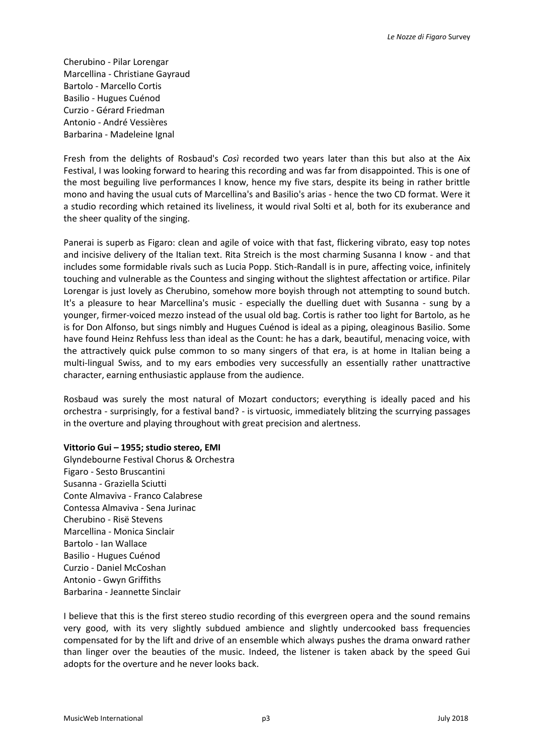Cherubino - Pilar Lorengar
Marcellina - Christiane Gayraud
Bartolo - Marcello Cortis
Basilio - Hugues Cuénod
Curzio - Gérard Friedman
Antonio - André Vessières
Barbarina - Madeleine Ignal

Fresh from the delights of Rosbaud's *Così* recorded two years later than this but also at the Aix Festival, I was looking forward to hearing this recording and was far from disappointed. This is one of the most beguiling live performances I know, hence my five stars, despite its being in rather brittle mono and having the usual cuts of Marcellina's and Basilio's arias - hence the two CD format. Were it a studio recording which retained its liveliness, it would rival Solti et al, both for its exuberance and the sheer quality of the singing.

Panerai is superb as Figaro: clean and agile of voice with that fast, flickering vibrato, easy top notes and incisive delivery of the Italian text. Rita Streich is the most charming Susanna I know - and that includes some formidable rivals such as Lucia Popp. Stich-Randall is in pure, affecting voice, infinitely touching and vulnerable as the Countess and singing without the slightest affectation or artifice. Pilar Lorengar is just lovely as Cherubino, somehow more boyish through not attempting to sound butch. It's a pleasure to hear Marcellina's music - especially the duelling duet with Susanna - sung by a younger, firmer-voiced mezzo instead of the usual old bag. Cortis is rather too light for Bartolo, as he is for Don Alfonso, but sings nimbly and Hugues Cuénod is ideal as a piping, oleaginous Basilio. Some have found Heinz Rehfuss less than ideal as the Count: he has a dark, beautiful, menacing voice, with the attractively quick pulse common to so many singers of that era, is at home in Italian being a multi-lingual Swiss, and to my ears embodies very successfully an essentially rather unattractive character, earning enthusiastic applause from the audience.

Rosbaud was surely the most natural of Mozart conductors; everything is ideally paced and his orchestra - surprisingly, for a festival band? - is virtuosic, immediately blitzing the scurrying passages in the overture and playing throughout with great precision and alertness.

**Vittorio Gui – 1955; studio stereo, EMI**
Glyndebourne Festival Chorus & Orchestra
Figaro - Sesto Bruscantini
Susanna - Graziella Sciutti
Conte Almaviva - Franco Calabrese
Contessa Almaviva - Sena Jurinac
Cherubino - Risë Stevens
Marcellina - Monica Sinclair
Bartolo - Ian Wallace
Basilio - Hugues Cuénod
Curzio - Daniel McCoshan
Antonio - Gwyn Griffiths
Barbarina - Jeannette Sinclair

I believe that this is the first stereo studio recording of this evergreen opera and the sound remains very good, with its very slightly subdued ambience and slightly undercooked bass frequencies compensated for by the lift and drive of an ensemble which always pushes the drama onward rather than linger over the beauties of the music. Indeed, the listener is taken aback by the speed Gui adopts for the overture and he never looks back.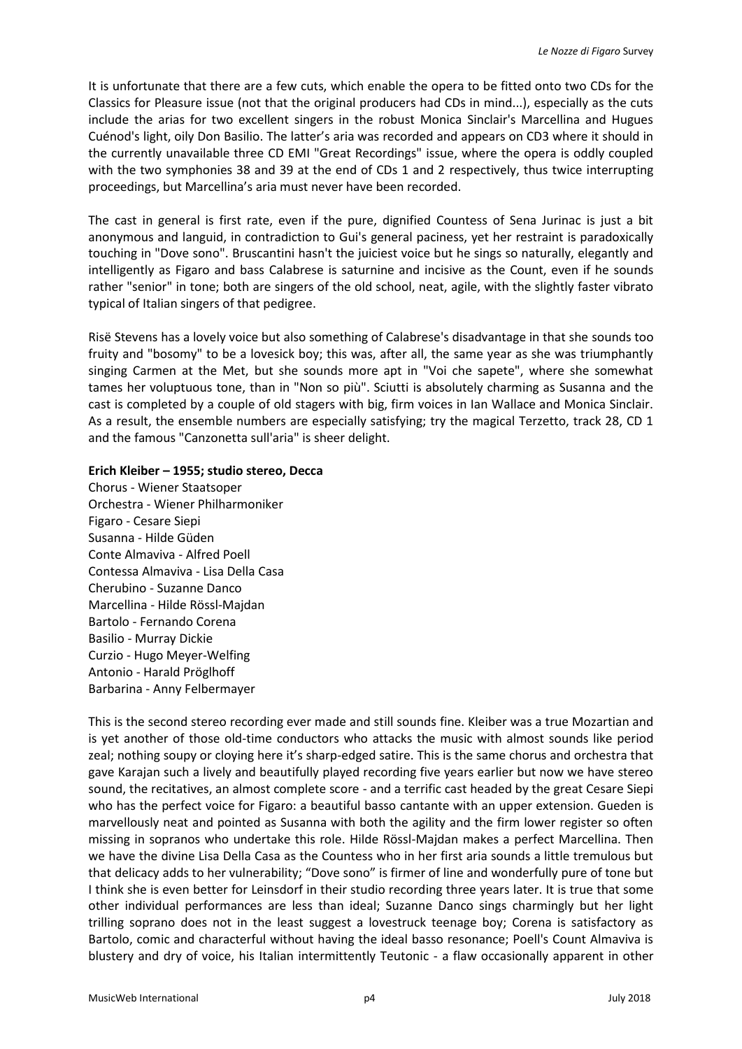It is unfortunate that there are a few cuts, which enable the opera to be fitted onto two CDs for the Classics for Pleasure issue (not that the original producers had CDs in mind...), especially as the cuts include the arias for two excellent singers in the robust Monica Sinclair's Marcellina and Hugues Cuénod's light, oily Don Basilio. The latter's aria was recorded and appears on CD3 where it should in the currently unavailable three CD EMI "Great Recordings" issue, where the opera is oddly coupled with the two symphonies 38 and 39 at the end of CDs 1 and 2 respectively, thus twice interrupting proceedings, but Marcellina's aria must never have been recorded.

The cast in general is first rate, even if the pure, dignified Countess of Sena Jurinac is just a bit anonymous and languid, in contradiction to Gui's general paciness, yet her restraint is paradoxically touching in "Dove sono". Bruscantini hasn't the juiciest voice but he sings so naturally, elegantly and intelligently as Figaro and bass Calabrese is saturnine and incisive as the Count, even if he sounds rather "senior" in tone; both are singers of the old school, neat, agile, with the slightly faster vibrato typical of Italian singers of that pedigree.

Risë Stevens has a lovely voice but also something of Calabrese's disadvantage in that she sounds too fruity and "bosomy" to be a lovesick boy; this was, after all, the same year as she was triumphantly singing Carmen at the Met, but she sounds more apt in "Voi che sapete", where she somewhat tames her voluptuous tone, than in "Non so più". Sciutti is absolutely charming as Susanna and the cast is completed by a couple of old stagers with big, firm voices in Ian Wallace and Monica Sinclair. As a result, the ensemble numbers are especially satisfying; try the magical Terzetto, track 28, CD 1 and the famous "Canzonetta sull'aria" is sheer delight.

**Erich Kleiber – 1955; studio stereo, Decca**
Chorus - Wiener Staatsoper
Orchestra - Wiener Philharmoniker
Figaro - Cesare Siepi
Susanna - Hilde Güden
Conte Almaviva - Alfred Poell
Contessa Almaviva - Lisa Della Casa
Cherubino - Suzanne Danco
Marcellina - Hilde Rössl-Majdan
Bartolo - Fernando Corena
Basilio - Murray Dickie
Curzio - Hugo Meyer-Welfing
Antonio - Harald Pröglhoff
Barbarina - Anny Felbermayer

This is the second stereo recording ever made and still sounds fine. Kleiber was a true Mozartian and is yet another of those old-time conductors who attacks the music with almost sounds like period zeal; nothing soupy or cloying here it's sharp-edged satire. This is the same chorus and orchestra that gave Karajan such a lively and beautifully played recording five years earlier but now we have stereo sound, the recitatives, an almost complete score - and a terrific cast headed by the great Cesare Siepi who has the perfect voice for Figaro: a beautiful basso cantante with an upper extension. Gueden is marvellously neat and pointed as Susanna with both the agility and the firm lower register so often missing in sopranos who undertake this role. Hilde Rössl-Majdan makes a perfect Marcellina. Then we have the divine Lisa Della Casa as the Countess who in her first aria sounds a little tremulous but that delicacy adds to her vulnerability; "Dove sono" is firmer of line and wonderfully pure of tone but I think she is even better for Leinsdorf in their studio recording three years later. It is true that some other individual performances are less than ideal; Suzanne Danco sings charmingly but her light trilling soprano does not in the least suggest a lovestruck teenage boy; Corena is satisfactory as Bartolo, comic and characterful without having the ideal basso resonance; Poell's Count Almaviva is blustery and dry of voice, his Italian intermittently Teutonic - a flaw occasionally apparent in other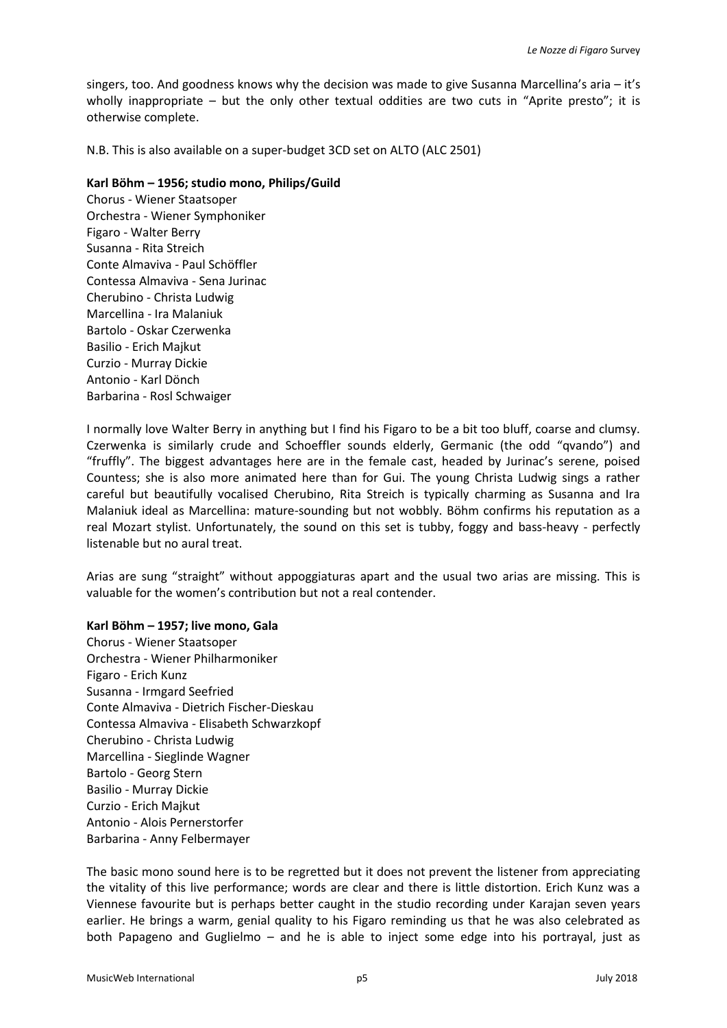singers, too. And goodness knows why the decision was made to give Susanna Marcellina's aria – it's wholly inappropriate – but the only other textual oddities are two cuts in "Aprite presto"; it is otherwise complete.

N.B. This is also available on a super-budget 3CD set on ALTO (ALC 2501)

**Karl Böhm – 1956; studio mono, Philips/Guild**

Chorus - Wiener Staatsoper
Orchestra - Wiener Symphoniker
Figaro - Walter Berry
Susanna - Rita Streich
Conte Almaviva - Paul Schöffler
Contessa Almaviva - Sena Jurinac
Cherubino - Christa Ludwig
Marcellina - Ira Malaniuk
Bartolo - Oskar Czerwenka
Basilio - Erich Majkut
Curzio - Murray Dickie
Antonio - Karl Dönch
Barbarina - Rosl Schwaiger

I normally love Walter Berry in anything but I find his Figaro to be a bit too bluff, coarse and clumsy. Czerwenka is similarly crude and Schoeffler sounds elderly, Germanic (the odd "qvando") and "fruffly". The biggest advantages here are in the female cast, headed by Jurinac's serene, poised Countess; she is also more animated here than for Gui. The young Christa Ludwig sings a rather careful but beautifully vocalised Cherubino, Rita Streich is typically charming as Susanna and Ira Malaniuk ideal as Marcellina: mature-sounding but not wobbly. Böhm confirms his reputation as a real Mozart stylist. Unfortunately, the sound on this set is tubby, foggy and bass-heavy - perfectly listenable but no aural treat.

Arias are sung "straight" without appoggiaturas apart and the usual two arias are missing. This is valuable for the women's contribution but not a real contender.

**Karl Böhm – 1957; live mono, Gala**

Chorus - Wiener Staatsoper
Orchestra - Wiener Philharmoniker
Figaro - Erich Kunz
Susanna - Irmgard Seefried
Conte Almaviva - Dietrich Fischer-Dieskau
Contessa Almaviva - Elisabeth Schwarzkopf
Cherubino - Christa Ludwig
Marcellina - Sieglinde Wagner
Bartolo - Georg Stern
Basilio - Murray Dickie
Curzio - Erich Majkut
Antonio - Alois Pernerstorfer
Barbarina - Anny Felbermayer

The basic mono sound here is to be regretted but it does not prevent the listener from appreciating the vitality of this live performance; words are clear and there is little distortion. Erich Kunz was a Viennese favourite but is perhaps better caught in the studio recording under Karajan seven years earlier. He brings a warm, genial quality to his Figaro reminding us that he was also celebrated as both Papageno and Guglielmo – and he is able to inject some edge into his portrayal, just as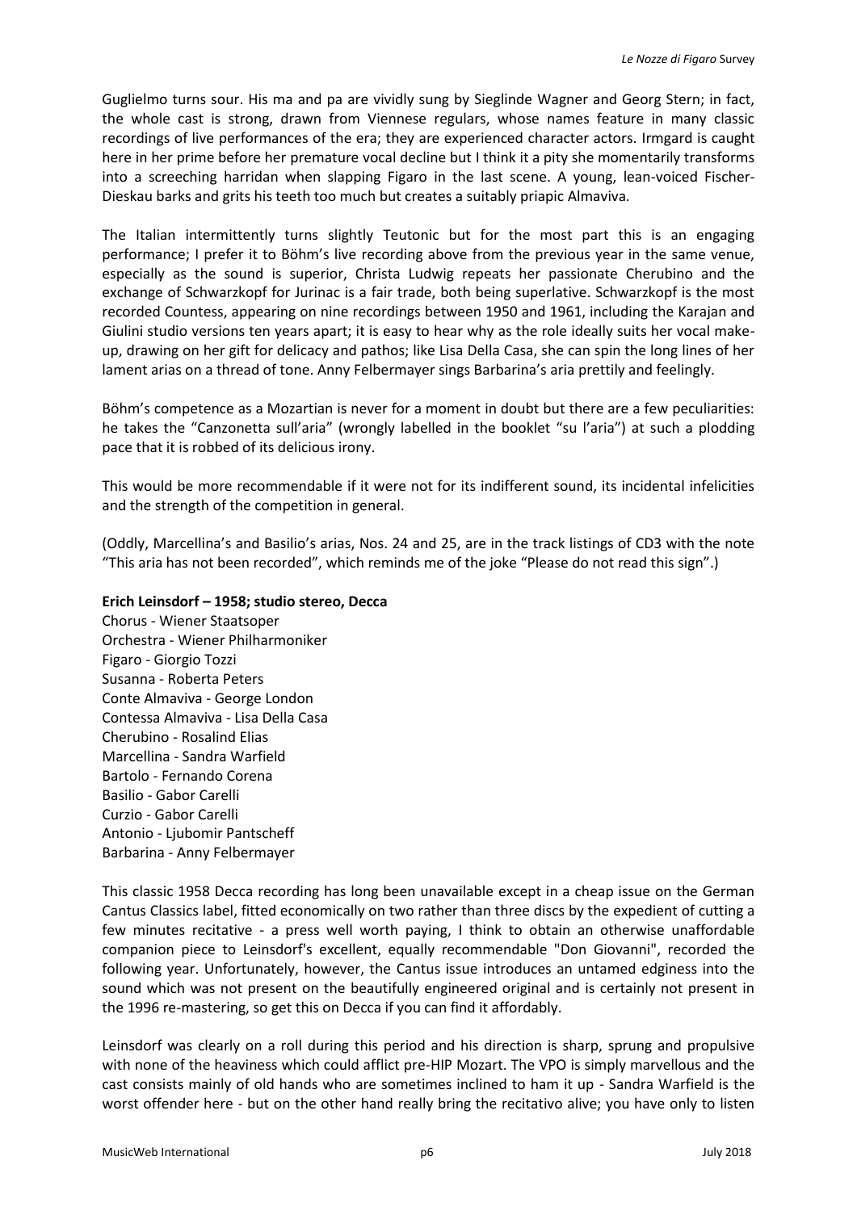Guglielmo turns sour. His ma and pa are vividly sung by Sieglinde Wagner and Georg Stern; in fact, the whole cast is strong, drawn from Viennese regulars, whose names feature in many classic recordings of live performances of the era; they are experienced character actors. Irmgard is caught here in her prime before her premature vocal decline but I think it a pity she momentarily transforms into a screeching harridan when slapping Figaro in the last scene. A young, lean-voiced Fischer-Dieskau barks and grits his teeth too much but creates a suitably priapic Almaviva.

The Italian intermittently turns slightly Teutonic but for the most part this is an engaging performance; I prefer it to Böhm's live recording above from the previous year in the same venue, especially as the sound is superior, Christa Ludwig repeats her passionate Cherubino and the exchange of Schwarzkopf for Jurinac is a fair trade, both being superlative. Schwarzkopf is the most recorded Countess, appearing on nine recordings between 1950 and 1961, including the Karajan and Giulini studio versions ten years apart; it is easy to hear why as the role ideally suits her vocal make-up, drawing on her gift for delicacy and pathos; like Lisa Della Casa, she can spin the long lines of her lament arias on a thread of tone. Anny Felbermayer sings Barbarina's aria prettily and feelingly.

Böhm's competence as a Mozartian is never for a moment in doubt but there are a few peculiarities: he takes the "Canzonetta sull'aria" (wrongly labelled in the booklet "su l'aria") at such a plodding pace that it is robbed of its delicious irony.

This would be more recommendable if it were not for its indifferent sound, its incidental infelicities and the strength of the competition in general.

(Oddly, Marcellina's and Basilio's arias, Nos. 24 and 25, are in the track listings of CD3 with the note "This aria has not been recorded", which reminds me of the joke "Please do not read this sign".)

**Erich Leinsdorf – 1958; studio stereo, Decca**

Chorus - Wiener Staatsoper
Orchestra - Wiener Philharmoniker
Figaro - Giorgio Tozzi
Susanna - Roberta Peters
Conte Almaviva - George London
Contessa Almaviva - Lisa Della Casa
Cherubino - Rosalind Elias
Marcellina - Sandra Warfield
Bartolo - Fernando Corena
Basilio - Gabor Carelli
Curzio - Gabor Carelli
Antonio - Ljubomir Pantscheff
Barbarina - Anny Felbermayer

This classic 1958 Decca recording has long been unavailable except in a cheap issue on the German Cantus Classics label, fitted economically on two rather than three discs by the expedient of cutting a few minutes recitative - a press well worth paying, I think to obtain an otherwise unaffordable companion piece to Leinsdorf's excellent, equally recommendable "Don Giovanni", recorded the following year. Unfortunately, however, the Cantus issue introduces an untamed edginess into the sound which was not present on the beautifully engineered original and is certainly not present in the 1996 re-mastering, so get this on Decca if you can find it affordably.

Leinsdorf was clearly on a roll during this period and his direction is sharp, sprung and propulsive with none of the heaviness which could afflict pre-HIP Mozart. The VPO is simply marvellous and the cast consists mainly of old hands who are sometimes inclined to ham it up - Sandra Warfield is the worst offender here - but on the other hand really bring the recitativo alive; you have only to listen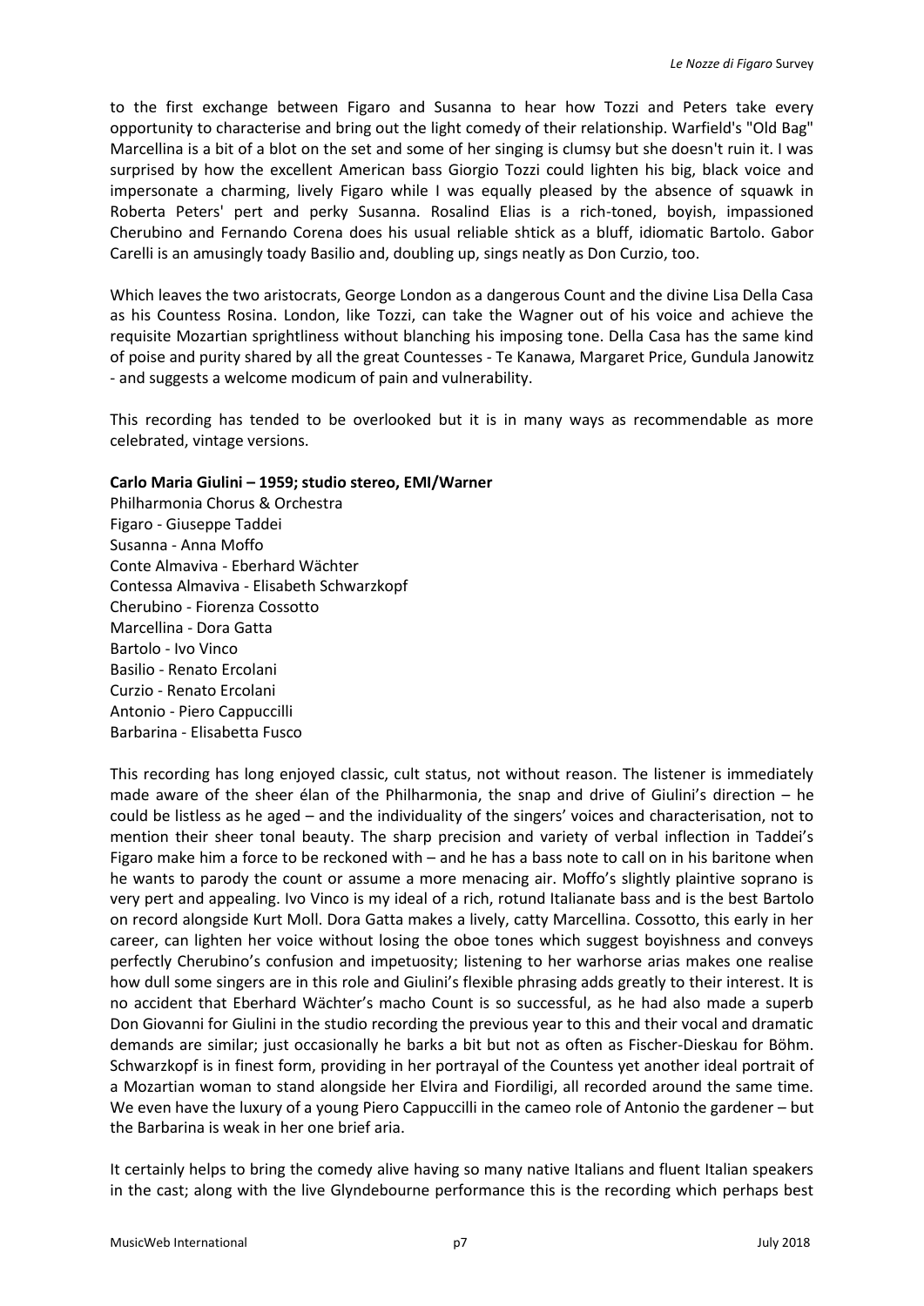to the first exchange between Figaro and Susanna to hear how Tozzi and Peters take every opportunity to characterise and bring out the light comedy of their relationship. Warfield's "Old Bag" Marcellina is a bit of a blot on the set and some of her singing is clumsy but she doesn't ruin it. I was surprised by how the excellent American bass Giorgio Tozzi could lighten his big, black voice and impersonate a charming, lively Figaro while I was equally pleased by the absence of squawk in Roberta Peters' pert and perky Susanna. Rosalind Elias is a rich-toned, boyish, impassioned Cherubino and Fernando Corena does his usual reliable shtick as a bluff, idiomatic Bartolo. Gabor Carelli is an amusingly toady Basilio and, doubling up, sings neatly as Don Curzio, too.

Which leaves the two aristocrats, George London as a dangerous Count and the divine Lisa Della Casa as his Countess Rosina. London, like Tozzi, can take the Wagner out of his voice and achieve the requisite Mozartian sprightliness without blanching his imposing tone. Della Casa has the same kind of poise and purity shared by all the great Countesses - Te Kanawa, Margaret Price, Gundula Janowitz - and suggests a welcome modicum of pain and vulnerability.

This recording has tended to be overlooked but it is in many ways as recommendable as more celebrated, vintage versions.

**Carlo Maria Giulini – 1959; studio stereo, EMI/Warner**

Philharmonia Chorus & Orchestra
Figaro - Giuseppe Taddei
Susanna - Anna Moffo
Conte Almaviva - Eberhard Wächter
Contessa Almaviva - Elisabeth Schwarzkopf
Cherubino - Fiorenza Cossotto
Marcellina - Dora Gatta
Bartolo - Ivo Vinco
Basilio - Renato Ercolani
Curzio - Renato Ercolani
Antonio - Piero Cappuccilli
Barbarina - Elisabetta Fusco

This recording has long enjoyed classic, cult status, not without reason. The listener is immediately made aware of the sheer élan of the Philharmonia, the snap and drive of Giulini's direction – he could be listless as he aged – and the individuality of the singers' voices and characterisation, not to mention their sheer tonal beauty. The sharp precision and variety of verbal inflection in Taddei's Figaro make him a force to be reckoned with – and he has a bass note to call on in his baritone when he wants to parody the count or assume a more menacing air. Moffo's slightly plaintive soprano is very pert and appealing. Ivo Vinco is my ideal of a rich, rotund Italianate bass and is the best Bartolo on record alongside Kurt Moll. Dora Gatta makes a lively, catty Marcellina. Cossotto, this early in her career, can lighten her voice without losing the oboe tones which suggest boyishness and conveys perfectly Cherubino's confusion and impetuosity; listening to her warhorse arias makes one realise how dull some singers are in this role and Giulini's flexible phrasing adds greatly to their interest. It is no accident that Eberhard Wächter's macho Count is so successful, as he had also made a superb Don Giovanni for Giulini in the studio recording the previous year to this and their vocal and dramatic demands are similar; just occasionally he barks a bit but not as often as Fischer-Dieskau for Böhm. Schwarzkopf is in finest form, providing in her portrayal of the Countess yet another ideal portrait of a Mozartian woman to stand alongside her Elvira and Fiordiligi, all recorded around the same time. We even have the luxury of a young Piero Cappuccilli in the cameo role of Antonio the gardener – but the Barbarina is weak in her one brief aria.

It certainly helps to bring the comedy alive having so many native Italians and fluent Italian speakers in the cast; along with the live Glyndebourne performance this is the recording which perhaps best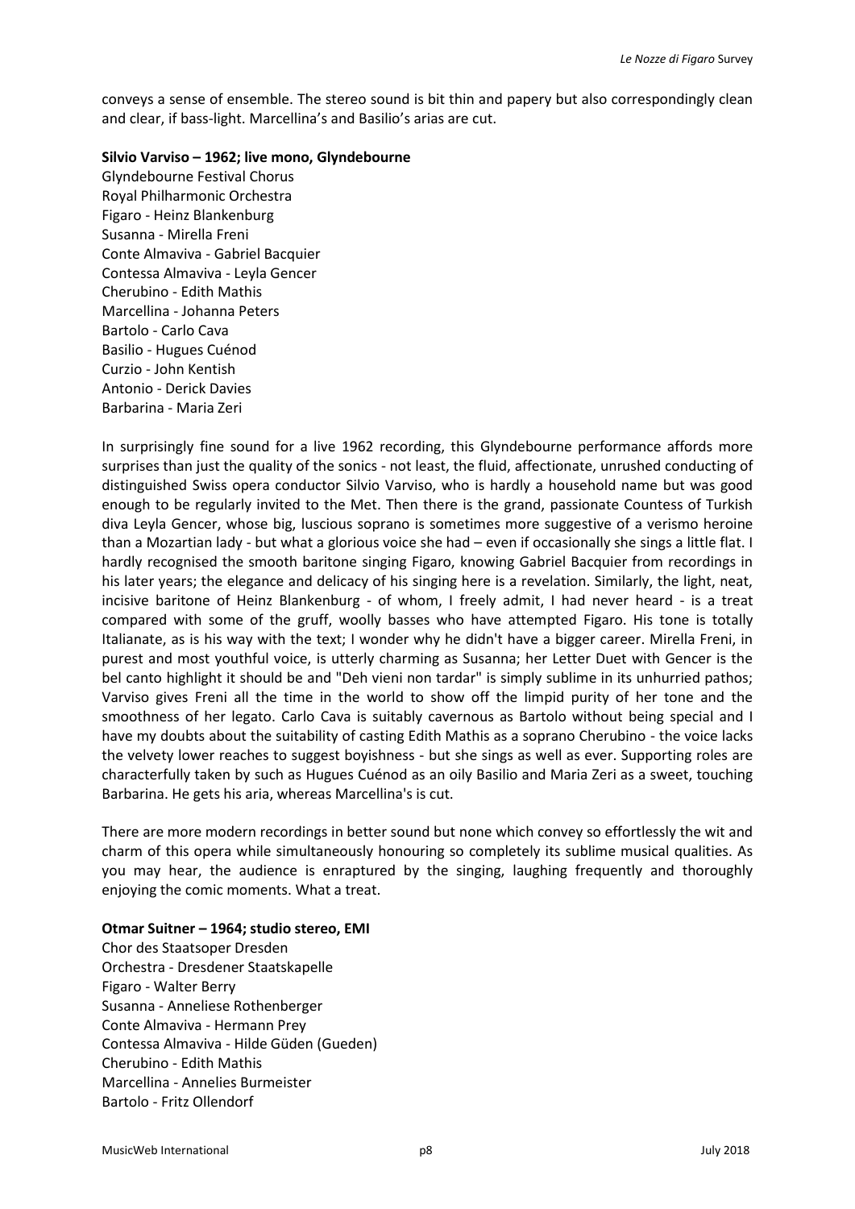conveys a sense of ensemble. The stereo sound is bit thin and papery but also correspondingly clean and clear, if bass-light. Marcellina's and Basilio's arias are cut.

**Silvio Varviso – 1962; live mono, Glyndebourne**

Glyndebourne Festival Chorus
Royal Philharmonic Orchestra
Figaro - Heinz Blankenburg
Susanna - Mirella Freni
Conte Almaviva - Gabriel Bacquier
Contessa Almaviva - Leyla Gencer
Cherubino - Edith Mathis
Marcellina - Johanna Peters
Bartolo - Carlo Cava
Basilio - Hugues Cuénod
Curzio - John Kentish
Antonio - Derick Davies
Barbarina - Maria Zeri

In surprisingly fine sound for a live 1962 recording, this Glyndebourne performance affords more surprises than just the quality of the sonics - not least, the fluid, affectionate, unrushed conducting of distinguished Swiss opera conductor Silvio Varviso, who is hardly a household name but was good enough to be regularly invited to the Met. Then there is the grand, passionate Countess of Turkish diva Leyla Gencer, whose big, luscious soprano is sometimes more suggestive of a verismo heroine than a Mozartian lady - but what a glorious voice she had – even if occasionally she sings a little flat. I hardly recognised the smooth baritone singing Figaro, knowing Gabriel Bacquier from recordings in his later years; the elegance and delicacy of his singing here is a revelation. Similarly, the light, neat, incisive baritone of Heinz Blankenburg - of whom, I freely admit, I had never heard - is a treat compared with some of the gruff, woolly basses who have attempted Figaro. His tone is totally Italianate, as is his way with the text; I wonder why he didn't have a bigger career. Mirella Freni, in purest and most youthful voice, is utterly charming as Susanna; her Letter Duet with Gencer is the bel canto highlight it should be and "Deh vieni non tardar" is simply sublime in its unhurried pathos; Varviso gives Freni all the time in the world to show off the limpid purity of her tone and the smoothness of her legato. Carlo Cava is suitably cavernous as Bartolo without being special and I have my doubts about the suitability of casting Edith Mathis as a soprano Cherubino - the voice lacks the velvety lower reaches to suggest boyishness - but she sings as well as ever. Supporting roles are characterfully taken by such as Hugues Cuénod as an oily Basilio and Maria Zeri as a sweet, touching Barbarina. He gets his aria, whereas Marcellina's is cut.

There are more modern recordings in better sound but none which convey so effortlessly the wit and charm of this opera while simultaneously honouring so completely its sublime musical qualities. As you may hear, the audience is enraptured by the singing, laughing frequently and thoroughly enjoying the comic moments. What a treat.

**Otmar Suitner – 1964; studio stereo, EMI**

Chor des Staatsoper Dresden
Orchestra - Dresdener Staatskapelle
Figaro - Walter Berry
Susanna - Anneliese Rothenberger
Conte Almaviva - Hermann Prey
Contessa Almaviva - Hilde Güden (Gueden)
Cherubino - Edith Mathis
Marcellina - Annelies Burmeister
Bartolo - Fritz Ollendorf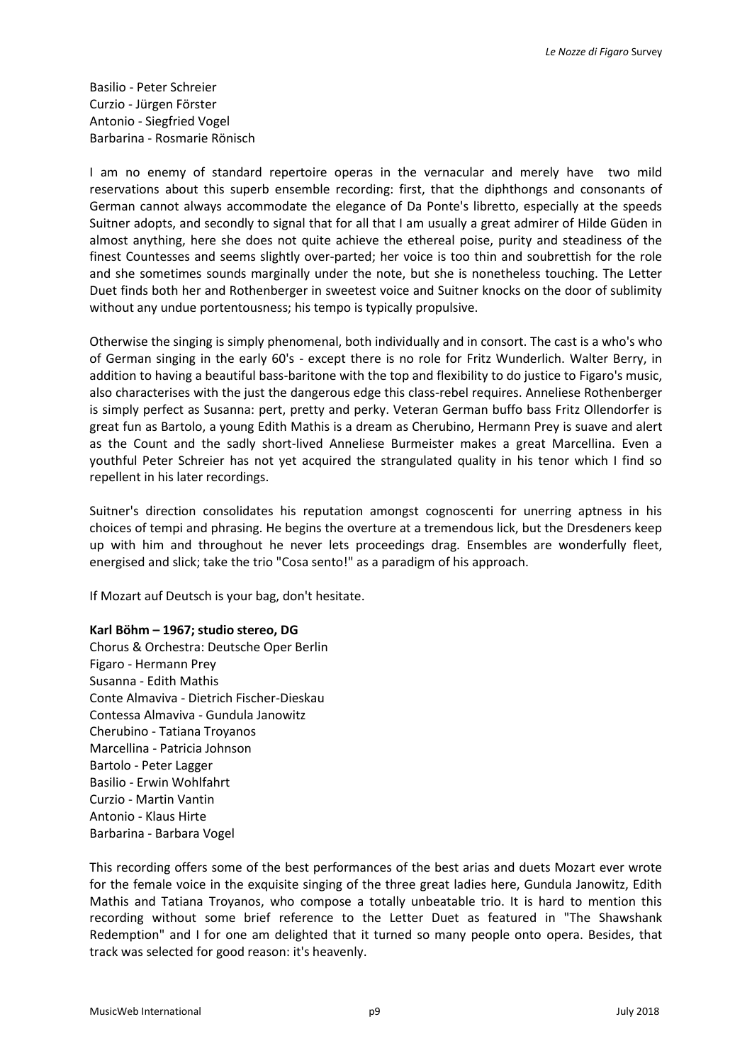Basilio - Peter Schreier
Curzio - Jürgen Förster
Antonio - Siegfried Vogel
Barbarina - Rosmarie Rönisch

I am no enemy of standard repertoire operas in the vernacular and merely have two mild reservations about this superb ensemble recording: first, that the diphthongs and consonants of German cannot always accommodate the elegance of Da Ponte's libretto, especially at the speeds Suitner adopts, and secondly to signal that for all that I am usually a great admirer of Hilde Güden in almost anything, here she does not quite achieve the ethereal poise, purity and steadiness of the finest Countesses and seems slightly over-parted; her voice is too thin and soubrettish for the role and she sometimes sounds marginally under the note, but she is nonetheless touching. The Letter Duet finds both her and Rothenberger in sweetest voice and Suitner knocks on the door of sublimity without any undue portentousness; his tempo is typically propulsive.

Otherwise the singing is simply phenomenal, both individually and in consort. The cast is a who's who of German singing in the early 60's - except there is no role for Fritz Wunderlich. Walter Berry, in addition to having a beautiful bass-baritone with the top and flexibility to do justice to Figaro's music, also characterises with the just the dangerous edge this class-rebel requires. Anneliese Rothenberger is simply perfect as Susanna: pert, pretty and perky. Veteran German buffo bass Fritz Ollendorfer is great fun as Bartolo, a young Edith Mathis is a dream as Cherubino, Hermann Prey is suave and alert as the Count and the sadly short-lived Anneliese Burmeister makes a great Marcellina. Even a youthful Peter Schreier has not yet acquired the strangulated quality in his tenor which I find so repellent in his later recordings.

Suitner's direction consolidates his reputation amongst cognoscenti for unerring aptness in his choices of tempi and phrasing. He begins the overture at a tremendous lick, but the Dresdeners keep up with him and throughout he never lets proceedings drag. Ensembles are wonderfully fleet, energised and slick; take the trio "Cosa sento!" as a paradigm of his approach.

If Mozart auf Deutsch is your bag, don't hesitate.

**Karl Böhm – 1967; studio stereo, DG**

Chorus & Orchestra: Deutsche Oper Berlin
Figaro - Hermann Prey
Susanna - Edith Mathis
Conte Almaviva - Dietrich Fischer-Dieskau
Contessa Almaviva - Gundula Janowitz
Cherubino - Tatiana Troyanos
Marcellina - Patricia Johnson
Bartolo - Peter Lagger
Basilio - Erwin Wohlfahrt
Curzio - Martin Vantin
Antonio - Klaus Hirte
Barbarina - Barbara Vogel

This recording offers some of the best performances of the best arias and duets Mozart ever wrote for the female voice in the exquisite singing of the three great ladies here, Gundula Janowitz, Edith Mathis and Tatiana Troyanos, who compose a totally unbeatable trio. It is hard to mention this recording without some brief reference to the Letter Duet as featured in "The Shawshank Redemption" and I for one am delighted that it turned so many people onto opera. Besides, that track was selected for good reason: it's heavenly.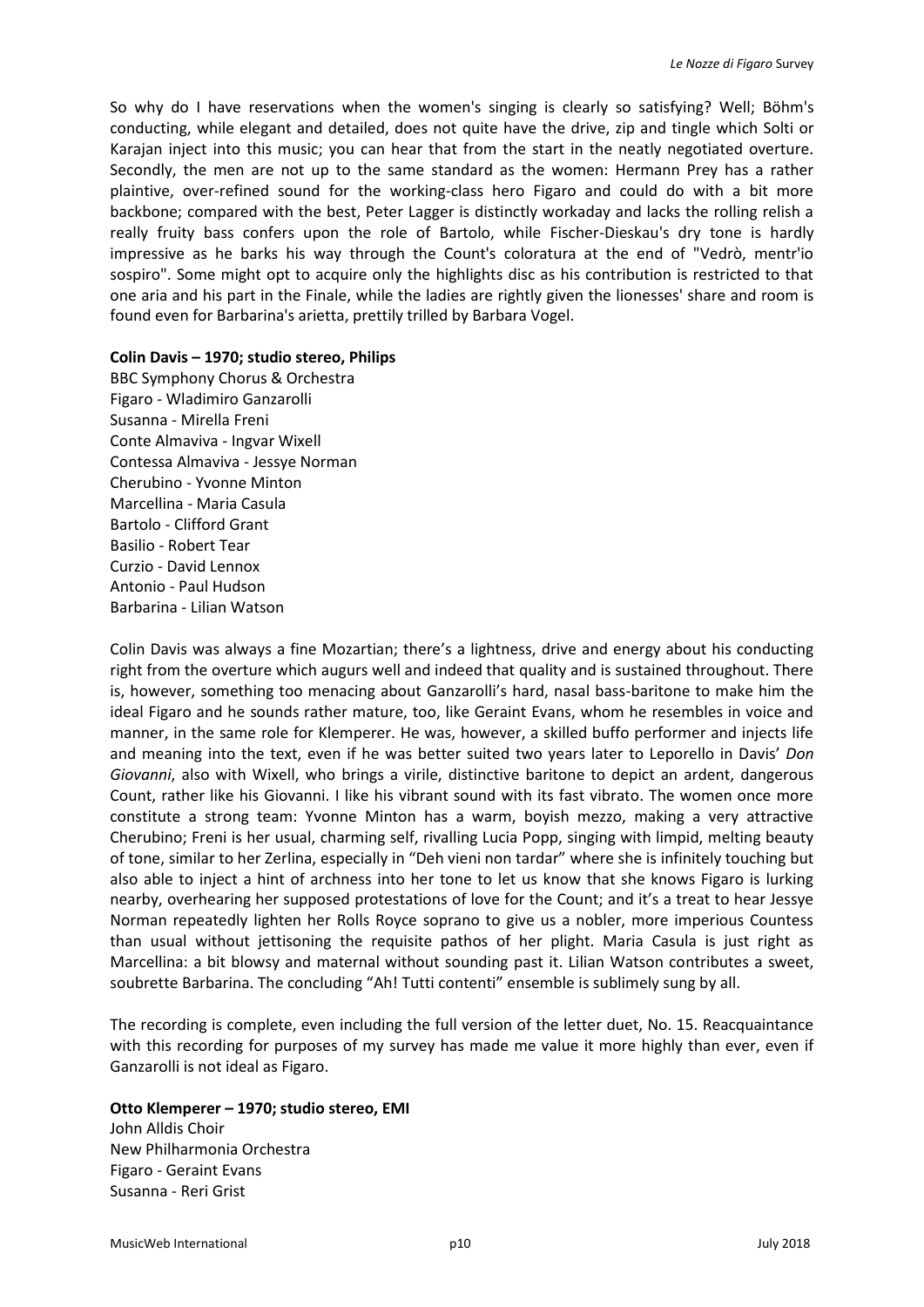So why do I have reservations when the women's singing is clearly so satisfying? Well; Böhm's conducting, while elegant and detailed, does not quite have the drive, zip and tingle which Solti or Karajan inject into this music; you can hear that from the start in the neatly negotiated overture. Secondly, the men are not up to the same standard as the women: Hermann Prey has a rather plaintive, over-refined sound for the working-class hero Figaro and could do with a bit more backbone; compared with the best, Peter Lagger is distinctly workaday and lacks the rolling relish a really fruity bass confers upon the role of Bartolo, while Fischer-Dieskau's dry tone is hardly impressive as he barks his way through the Count's coloratura at the end of "Vedrò, mentr'io sospiro". Some might opt to acquire only the highlights disc as his contribution is restricted to that one aria and his part in the Finale, while the ladies are rightly given the lionesses' share and room is found even for Barbarina's arietta, prettily trilled by Barbara Vogel.

**Colin Davis – 1970; studio stereo, Philips**

BBC Symphony Chorus & Orchestra
Figaro - Wladimiro Ganzarolli
Susanna - Mirella Freni
Conte Almaviva - Ingvar Wixell
Contessa Almaviva - Jessye Norman
Cherubino - Yvonne Minton
Marcellina - Maria Casula
Bartolo - Clifford Grant
Basilio - Robert Tear
Curzio - David Lennox
Antonio - Paul Hudson
Barbarina - Lilian Watson

Colin Davis was always a fine Mozartian; there's a lightness, drive and energy about his conducting right from the overture which augurs well and indeed that quality and is sustained throughout. There is, however, something too menacing about Ganzarolli's hard, nasal bass-baritone to make him the ideal Figaro and he sounds rather mature, too, like Geraint Evans, whom he resembles in voice and manner, in the same role for Klemperer. He was, however, a skilled buffo performer and injects life and meaning into the text, even if he was better suited two years later to Leporello in Davis' *Don Giovanni*, also with Wixell, who brings a virile, distinctive baritone to depict an ardent, dangerous Count, rather like his Giovanni. I like his vibrant sound with its fast vibrato. The women once more constitute a strong team: Yvonne Minton has a warm, boyish mezzo, making a very attractive Cherubino; Freni is her usual, charming self, rivalling Lucia Popp, singing with limpid, melting beauty of tone, similar to her Zerlina, especially in "Deh vieni non tardar" where she is infinitely touching but also able to inject a hint of archness into her tone to let us know that she knows Figaro is lurking nearby, overhearing her supposed protestations of love for the Count; and it's a treat to hear Jessye Norman repeatedly lighten her Rolls Royce soprano to give us a nobler, more imperious Countess than usual without jettisoning the requisite pathos of her plight. Maria Casula is just right as Marcellina: a bit blowsy and maternal without sounding past it. Lilian Watson contributes a sweet, soubrette Barbarina. The concluding "Ah! Tutti contenti" ensemble is sublimely sung by all.

The recording is complete, even including the full version of the letter duet, No. 15. Reacquaintance with this recording for purposes of my survey has made me value it more highly than ever, even if Ganzarolli is not ideal as Figaro.

**Otto Klemperer – 1970; studio stereo, EMI**

John Alldis Choir
New Philharmonia Orchestra
Figaro - Geraint Evans
Susanna - Reri Grist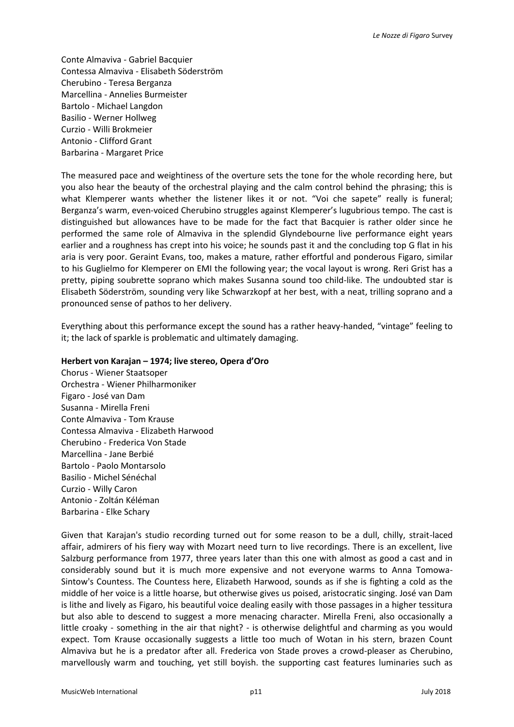Conte Almaviva - Gabriel Bacquier
Contessa Almaviva - Elisabeth Söderström
Cherubino - Teresa Berganza
Marcellina - Annelies Burmeister
Bartolo - Michael Langdon
Basilio - Werner Hollweg
Curzio - Willi Brokmeier
Antonio - Clifford Grant
Barbarina - Margaret Price

The measured pace and weightiness of the overture sets the tone for the whole recording here, but you also hear the beauty of the orchestral playing and the calm control behind the phrasing; this is what Klemperer wants whether the listener likes it or not. "Voi che sapete" really is funeral; Berganza's warm, even-voiced Cherubino struggles against Klemperer's lugubrious tempo. The cast is distinguished but allowances have to be made for the fact that Bacquier is rather older since he performed the same role of Almaviva in the splendid Glyndebourne live performance eight years earlier and a roughness has crept into his voice; he sounds past it and the concluding top G flat in his aria is very poor. Geraint Evans, too, makes a mature, rather effortful and ponderous Figaro, similar to his Guglielmo for Klemperer on EMI the following year; the vocal layout is wrong. Reri Grist has a pretty, piping soubrette soprano which makes Susanna sound too child-like. The undoubted star is Elisabeth Söderström, sounding very like Schwarzkopf at her best, with a neat, trilling soprano and a pronounced sense of pathos to her delivery.

Everything about this performance except the sound has a rather heavy-handed, "vintage" feeling to it; the lack of sparkle is problematic and ultimately damaging.

**Herbert von Karajan – 1974; live stereo, Opera d'Oro**
Chorus - Wiener Staatsoper
Orchestra - Wiener Philharmoniker
Figaro - José van Dam
Susanna - Mirella Freni
Conte Almaviva - Tom Krause
Contessa Almaviva - Elizabeth Harwood
Cherubino - Frederica Von Stade
Marcellina - Jane Berbié
Bartolo - Paolo Montarsolo
Basilio - Michel Sénéchal
Curzio - Willy Caron
Antonio - Zoltán Kéléman
Barbarina - Elke Schary

Given that Karajan's studio recording turned out for some reason to be a dull, chilly, strait-laced affair, admirers of his fiery way with Mozart need turn to live recordings. There is an excellent, live Salzburg performance from 1977, three years later than this one with almost as good a cast and in considerably sound but it is much more expensive and not everyone warms to Anna Tomowa-Sintow's Countess. The Countess here, Elizabeth Harwood, sounds as if she is fighting a cold as the middle of her voice is a little hoarse, but otherwise gives us poised, aristocratic singing. José van Dam is lithe and lively as Figaro, his beautiful voice dealing easily with those passages in a higher tessitura but also able to descend to suggest a more menacing character. Mirella Freni, also occasionally a little croaky - something in the air that night? - is otherwise delightful and charming as you would expect. Tom Krause occasionally suggests a little too much of Wotan in his stern, brazen Count Almaviva but he is a predator after all. Frederica von Stade proves a crowd-pleaser as Cherubino, marvellously warm and touching, yet still boyish. the supporting cast features luminaries such as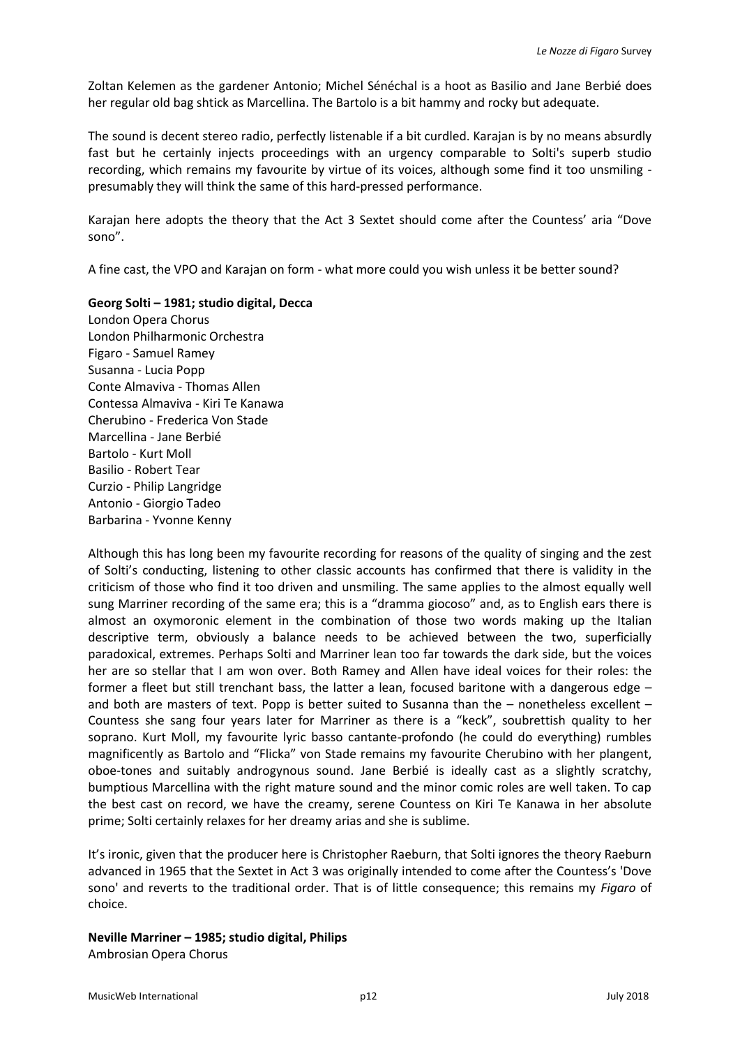Zoltan Kelemen as the gardener Antonio; Michel Sénéchal is a hoot as Basilio and Jane Berbié does her regular old bag shtick as Marcellina. The Bartolo is a bit hammy and rocky but adequate.

The sound is decent stereo radio, perfectly listenable if a bit curdled. Karajan is by no means absurdly fast but he certainly injects proceedings with an urgency comparable to Solti's superb studio recording, which remains my favourite by virtue of its voices, although some find it too unsmiling - presumably they will think the same of this hard-pressed performance.

Karajan here adopts the theory that the Act 3 Sextet should come after the Countess' aria "Dove sono".

A fine cast, the VPO and Karajan on form - what more could you wish unless it be better sound?

**Georg Solti – 1981; studio digital, Decca**
London Opera Chorus
London Philharmonic Orchestra
Figaro - Samuel Ramey
Susanna - Lucia Popp
Conte Almaviva - Thomas Allen
Contessa Almaviva - Kiri Te Kanawa
Cherubino - Frederica Von Stade
Marcellina - Jane Berbié
Bartolo - Kurt Moll
Basilio - Robert Tear
Curzio - Philip Langridge
Antonio - Giorgio Tadeo
Barbarina - Yvonne Kenny

Although this has long been my favourite recording for reasons of the quality of singing and the zest of Solti's conducting, listening to other classic accounts has confirmed that there is validity in the criticism of those who find it too driven and unsmiling. The same applies to the almost equally well sung Marriner recording of the same era; this is a "dramma giocoso" and, as to English ears there is almost an oxymoronic element in the combination of those two words making up the Italian descriptive term, obviously a balance needs to be achieved between the two, superficially paradoxical, extremes. Perhaps Solti and Marriner lean too far towards the dark side, but the voices her are so stellar that I am won over. Both Ramey and Allen have ideal voices for their roles: the former a fleet but still trenchant bass, the latter a lean, focused baritone with a dangerous edge – and both are masters of text. Popp is better suited to Susanna than the – nonetheless excellent – Countess she sang four years later for Marriner as there is a "keck", soubrettish quality to her soprano. Kurt Moll, my favourite lyric basso cantante-profondo (he could do everything) rumbles magnificently as Bartolo and "Flicka" von Stade remains my favourite Cherubino with her plangent, oboe-tones and suitably androgynous sound. Jane Berbié is ideally cast as a slightly scratchy, bumptious Marcellina with the right mature sound and the minor comic roles are well taken. To cap the best cast on record, we have the creamy, serene Countess on Kiri Te Kanawa in her absolute prime; Solti certainly relaxes for her dreamy arias and she is sublime.

It's ironic, given that the producer here is Christopher Raeburn, that Solti ignores the theory Raeburn advanced in 1965 that the Sextet in Act 3 was originally intended to come after the Countess's 'Dove sono' and reverts to the traditional order. That is of little consequence; this remains my *Figaro* of choice.

**Neville Marriner – 1985; studio digital, Philips**
Ambrosian Opera Chorus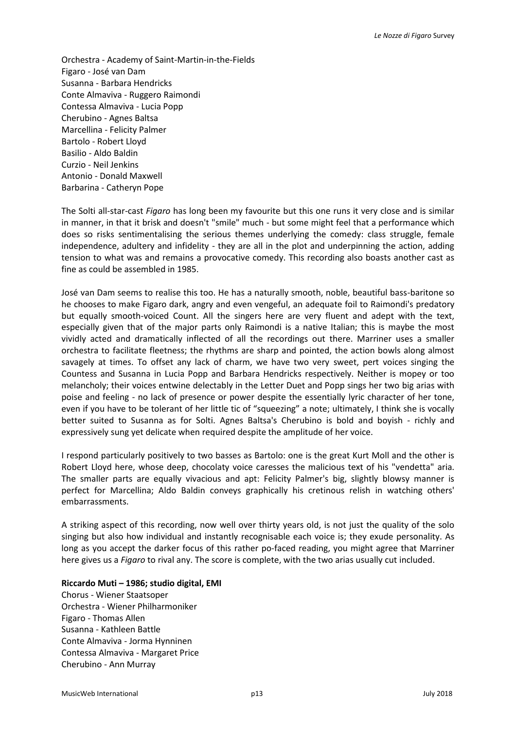Orchestra - Academy of Saint-Martin-in-the-Fields
Figaro - José van Dam
Susanna - Barbara Hendricks
Conte Almaviva - Ruggero Raimondi
Contessa Almaviva - Lucia Popp
Cherubino - Agnes Baltsa
Marcellina - Felicity Palmer
Bartolo - Robert Lloyd
Basilio - Aldo Baldin
Curzio - Neil Jenkins
Antonio - Donald Maxwell
Barbarina - Catheryn Pope

The Solti all-star-cast *Figaro* has long been my favourite but this one runs it very close and is similar in manner, in that it brisk and doesn't "smile" much - but some might feel that a performance which does so risks sentimentalising the serious themes underlying the comedy: class struggle, female independence, adultery and infidelity - they are all in the plot and underpinning the action, adding tension to what was and remains a provocative comedy. This recording also boasts another cast as fine as could be assembled in 1985.

José van Dam seems to realise this too. He has a naturally smooth, noble, beautiful bass-baritone so he chooses to make Figaro dark, angry and even vengeful, an adequate foil to Raimondi's predatory but equally smooth-voiced Count. All the singers here are very fluent and adept with the text, especially given that of the major parts only Raimondi is a native Italian; this is maybe the most vividly acted and dramatically inflected of all the recordings out there. Marriner uses a smaller orchestra to facilitate fleetness; the rhythms are sharp and pointed, the action bowls along almost savagely at times. To offset any lack of charm, we have two very sweet, pert voices singing the Countess and Susanna in Lucia Popp and Barbara Hendricks respectively. Neither is mopey or too melancholy; their voices entwine delectably in the Letter Duet and Popp sings her two big arias with poise and feeling - no lack of presence or power despite the essentially lyric character of her tone, even if you have to be tolerant of her little tic of "squeezing" a note; ultimately, I think she is vocally better suited to Susanna as for Solti. Agnes Baltsa's Cherubino is bold and boyish - richly and expressively sung yet delicate when required despite the amplitude of her voice.

I respond particularly positively to two basses as Bartolo: one is the great Kurt Moll and the other is Robert Lloyd here, whose deep, chocolaty voice caresses the malicious text of his "vendetta" aria. The smaller parts are equally vivacious and apt: Felicity Palmer's big, slightly blowsy manner is perfect for Marcellina; Aldo Baldin conveys graphically his cretinous relish in watching others' embarrassments.

A striking aspect of this recording, now well over thirty years old, is not just the quality of the solo singing but also how individual and instantly recognisable each voice is; they exude personality. As long as you accept the darker focus of this rather po-faced reading, you might agree that Marriner here gives us a *Figaro* to rival any. The score is complete, with the two arias usually cut included.

**Riccardo Muti – 1986; studio digital, EMI**
Chorus - Wiener Staatsoper
Orchestra - Wiener Philharmoniker
Figaro - Thomas Allen
Susanna - Kathleen Battle
Conte Almaviva - Jorma Hynninen
Contessa Almaviva - Margaret Price
Cherubino - Ann Murray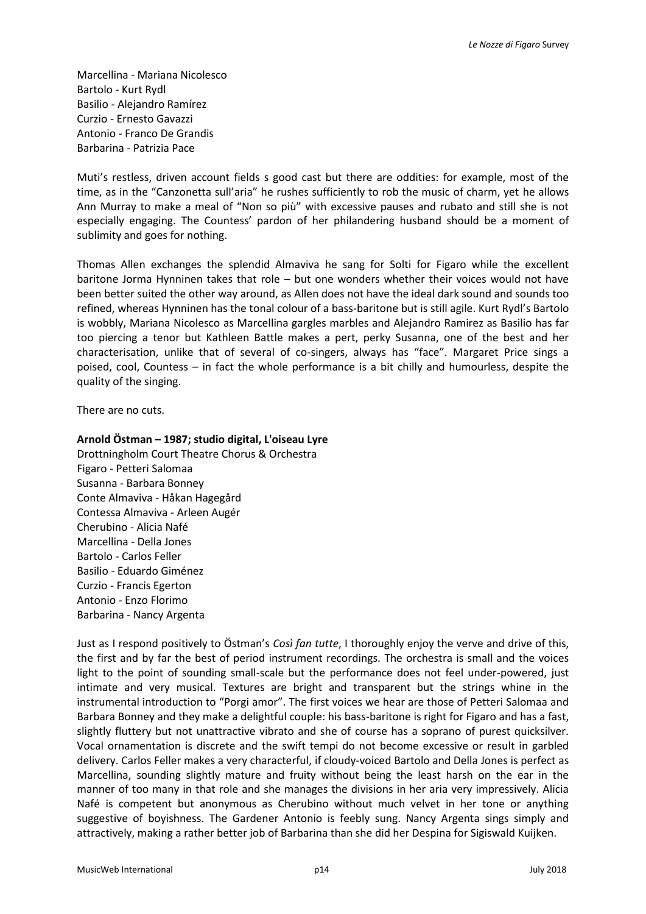Marcellina - Mariana Nicolesco
Bartolo - Kurt Rydl
Basilio - Alejandro Ramírez
Curzio - Ernesto Gavazzi
Antonio - Franco De Grandis
Barbarina - Patrizia Pace

Muti's restless, driven account fields s good cast but there are oddities: for example, most of the time, as in the "Canzonetta sull'aria" he rushes sufficiently to rob the music of charm, yet he allows Ann Murray to make a meal of "Non so più" with excessive pauses and rubato and still she is not especially engaging. The Countess' pardon of her philandering husband should be a moment of sublimity and goes for nothing.

Thomas Allen exchanges the splendid Almaviva he sang for Solti for Figaro while the excellent baritone Jorma Hynninen takes that role – but one wonders whether their voices would not have been better suited the other way around, as Allen does not have the ideal dark sound and sounds too refined, whereas Hynninen has the tonal colour of a bass-baritone but is still agile. Kurt Rydl's Bartolo is wobbly, Mariana Nicolesco as Marcellina gargles marbles and Alejandro Ramirez as Basilio has far too piercing a tenor but Kathleen Battle makes a pert, perky Susanna, one of the best and her characterisation, unlike that of several of co-singers, always has "face". Margaret Price sings a poised, cool, Countess – in fact the whole performance is a bit chilly and humourless, despite the quality of the singing.

There are no cuts.

**Arnold Östman – 1987; studio digital, L'oiseau Lyre**
Drottningholm Court Theatre Chorus & Orchestra
Figaro - Petteri Salomaa
Susanna - Barbara Bonney
Conte Almaviva - Håkan Hagegård
Contessa Almaviva - Arleen Augér
Cherubino - Alicia Nafé
Marcellina - Della Jones
Bartolo - Carlos Feller
Basilio - Eduardo Giménez
Curzio - Francis Egerton
Antonio - Enzo Florimo
Barbarina - Nancy Argenta

Just as I respond positively to Östman's *Così fan tutte*, I thoroughly enjoy the verve and drive of this, the first and by far the best of period instrument recordings. The orchestra is small and the voices light to the point of sounding small-scale but the performance does not feel under-powered, just intimate and very musical. Textures are bright and transparent but the strings whine in the instrumental introduction to "Porgi amor". The first voices we hear are those of Petteri Salomaa and Barbara Bonney and they make a delightful couple: his bass-baritone is right for Figaro and has a fast, slightly fluttery but not unattractive vibrato and she of course has a soprano of purest quicksilver. Vocal ornamentation is discrete and the swift tempi do not become excessive or result in garbled delivery. Carlos Feller makes a very characterful, if cloudy-voiced Bartolo and Della Jones is perfect as Marcellina, sounding slightly mature and fruity without being the least harsh on the ear in the manner of too many in that role and she manages the divisions in her aria very impressively. Alicia Nafé is competent but anonymous as Cherubino without much velvet in her tone or anything suggestive of boyishness. The Gardener Antonio is feebly sung. Nancy Argenta sings simply and attractively, making a rather better job of Barbarina than she did her Despina for Sigiswald Kuijken.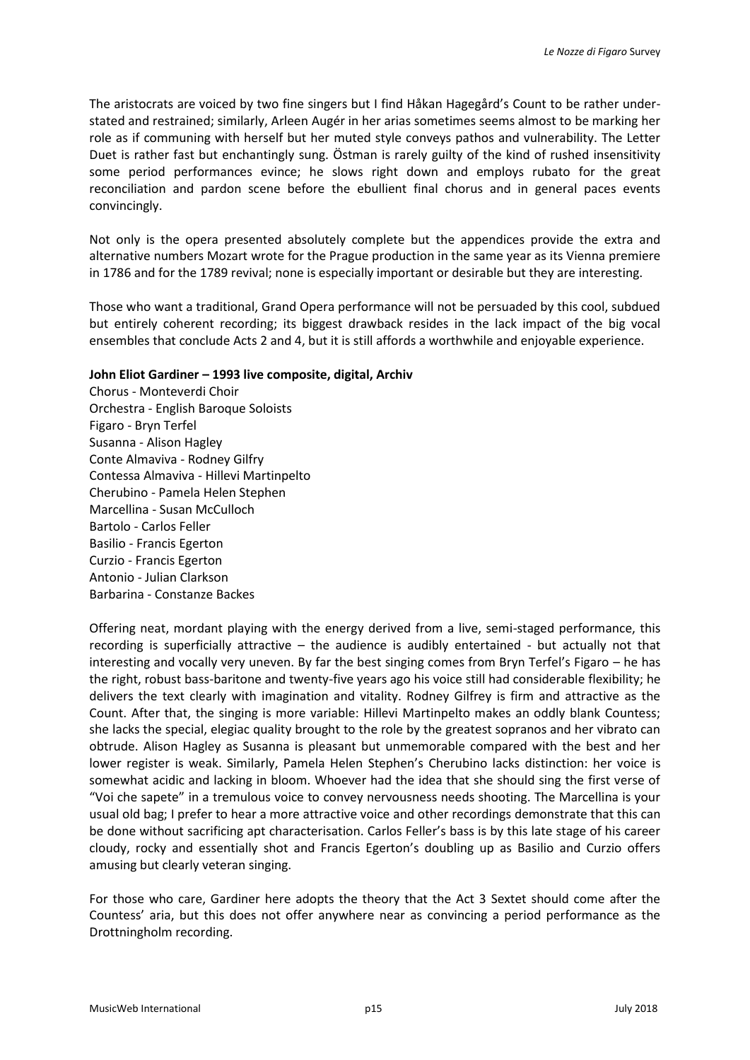The aristocrats are voiced by two fine singers but I find Håkan Hagegård's Count to be rather under-stated and restrained; similarly, Arleen Augér in her arias sometimes seems almost to be marking her role as if communing with herself but her muted style conveys pathos and vulnerability. The Letter Duet is rather fast but enchantingly sung. Östman is rarely guilty of the kind of rushed insensitivity some period performances evince; he slows right down and employs rubato for the great reconciliation and pardon scene before the ebullient final chorus and in general paces events convincingly.

Not only is the opera presented absolutely complete but the appendices provide the extra and alternative numbers Mozart wrote for the Prague production in the same year as its Vienna premiere in 1786 and for the 1789 revival; none is especially important or desirable but they are interesting.

Those who want a traditional, Grand Opera performance will not be persuaded by this cool, subdued but entirely coherent recording; its biggest drawback resides in the lack impact of the big vocal ensembles that conclude Acts 2 and 4, but it is still affords a worthwhile and enjoyable experience.

**John Eliot Gardiner – 1993 live composite, digital, Archiv**

Chorus - Monteverdi Choir
Orchestra - English Baroque Soloists
Figaro - Bryn Terfel
Susanna - Alison Hagley
Conte Almaviva - Rodney Gilfry
Contessa Almaviva - Hillevi Martinpelto
Cherubino - Pamela Helen Stephen
Marcellina - Susan McCulloch
Bartolo - Carlos Feller
Basilio - Francis Egerton
Curzio - Francis Egerton
Antonio - Julian Clarkson
Barbarina - Constanze Backes

Offering neat, mordant playing with the energy derived from a live, semi-staged performance, this recording is superficially attractive – the audience is audibly entertained - but actually not that interesting and vocally very uneven. By far the best singing comes from Bryn Terfel's Figaro – he has the right, robust bass-baritone and twenty-five years ago his voice still had considerable flexibility; he delivers the text clearly with imagination and vitality. Rodney Gilfrey is firm and attractive as the Count. After that, the singing is more variable: Hillevi Martinpelto makes an oddly blank Countess; she lacks the special, elegiac quality brought to the role by the greatest sopranos and her vibrato can obtrude. Alison Hagley as Susanna is pleasant but unmemorable compared with the best and her lower register is weak. Similarly, Pamela Helen Stephen's Cherubino lacks distinction: her voice is somewhat acidic and lacking in bloom. Whoever had the idea that she should sing the first verse of "Voi che sapete" in a tremulous voice to convey nervousness needs shooting. The Marcellina is your usual old bag; I prefer to hear a more attractive voice and other recordings demonstrate that this can be done without sacrificing apt characterisation. Carlos Feller's bass is by this late stage of his career cloudy, rocky and essentially shot and Francis Egerton's doubling up as Basilio and Curzio offers amusing but clearly veteran singing.

For those who care, Gardiner here adopts the theory that the Act 3 Sextet should come after the Countess' aria, but this does not offer anywhere near as convincing a period performance as the Drottningholm recording.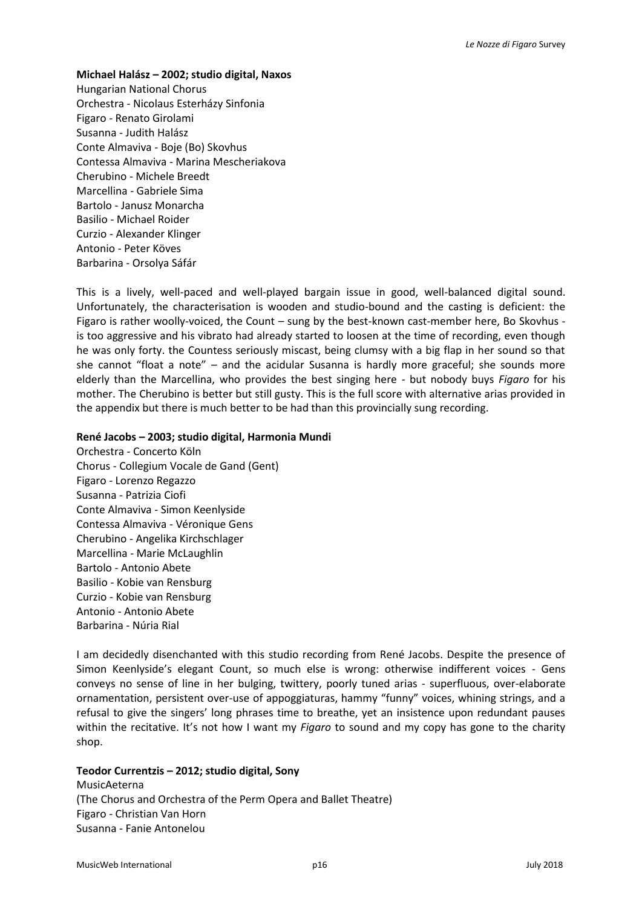**Michael Halász – 2002; studio digital, Naxos**
Hungarian National Chorus
Orchestra - Nicolaus Esterházy Sinfonia
Figaro - Renato Girolami
Susanna - Judith Halász
Conte Almaviva - Boje (Bo) Skovhus
Contessa Almaviva - Marina Mescheriakova
Cherubino - Michele Breedt
Marcellina - Gabriele Sima
Bartolo - Janusz Monarcha
Basilio - Michael Roider
Curzio - Alexander Klinger
Antonio - Peter Köves
Barbarina - Orsolya Sáfár

This is a lively, well-paced and well-played bargain issue in good, well-balanced digital sound. Unfortunately, the characterisation is wooden and studio-bound and the casting is deficient: the Figaro is rather woolly-voiced, the Count – sung by the best-known cast-member here, Bo Skovhus - is too aggressive and his vibrato had already started to loosen at the time of recording, even though he was only forty. the Countess seriously miscast, being clumsy with a big flap in her sound so that she cannot "float a note" – and the acidular Susanna is hardly more graceful; she sounds more elderly than the Marcellina, who provides the best singing here - but nobody buys *Figaro* for his mother. The Cherubino is better but still gusty. This is the full score with alternative arias provided in the appendix but there is much better to be had than this provincially sung recording.

**René Jacobs – 2003; studio digital, Harmonia Mundi**
Orchestra - Concerto Köln
Chorus - Collegium Vocale de Gand (Gent)
Figaro - Lorenzo Regazzo
Susanna - Patrizia Ciofi
Conte Almaviva - Simon Keenlyside
Contessa Almaviva - Véronique Gens
Cherubino - Angelika Kirchschlager
Marcellina - Marie McLaughlin
Bartolo - Antonio Abete
Basilio - Kobie van Rensburg
Curzio - Kobie van Rensburg
Antonio - Antonio Abete
Barbarina - Núria Rial

I am decidedly disenchanted with this studio recording from René Jacobs. Despite the presence of Simon Keenlyside's elegant Count, so much else is wrong: otherwise indifferent voices - Gens conveys no sense of line in her bulging, twittery, poorly tuned arias - superfluous, over-elaborate ornamentation, persistent over-use of appoggiaturas, hammy "funny" voices, whining strings, and a refusal to give the singers' long phrases time to breathe, yet an insistence upon redundant pauses within the recitative. It's not how I want my *Figaro* to sound and my copy has gone to the charity shop.

**Teodor Currentzis – 2012; studio digital, Sony**
MusicAeterna
(The Chorus and Orchestra of the Perm Opera and Ballet Theatre)
Figaro - Christian Van Horn
Susanna - Fanie Antonelou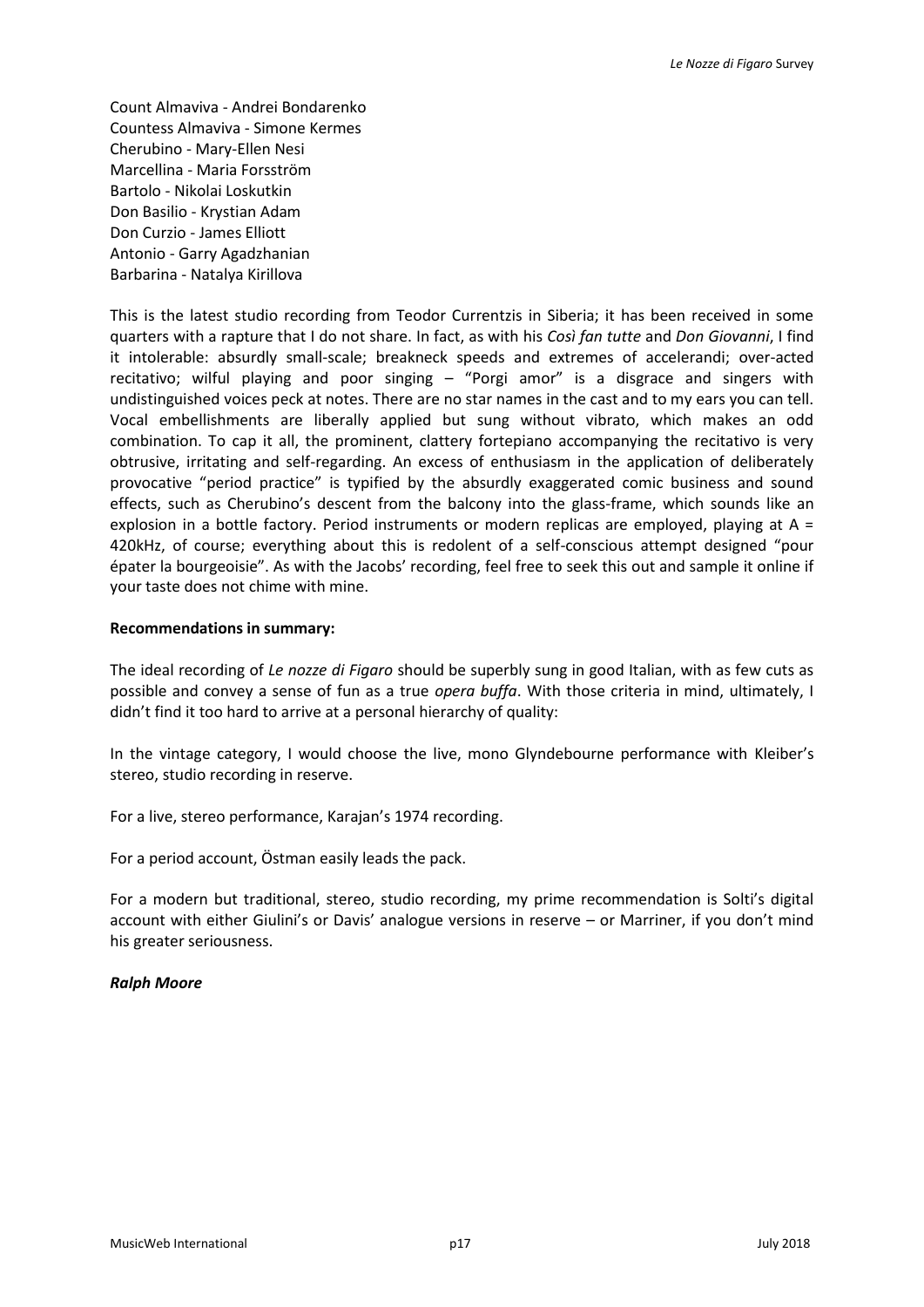Count Almaviva - Andrei Bondarenko
Countess Almaviva - Simone Kermes
Cherubino - Mary-Ellen Nesi
Marcellina - Maria Forsström
Bartolo - Nikolai Loskutkin
Don Basilio - Krystian Adam
Don Curzio - James Elliott
Antonio - Garry Agadzhanian
Barbarina - Natalya Kirillova

This is the latest studio recording from Teodor Currentzis in Siberia; it has been received in some quarters with a rapture that I do not share. In fact, as with his *Così fan tutte* and *Don Giovanni*, I find it intolerable: absurdly small-scale; breakneck speeds and extremes of accelerandi; over-acted recitativo; wilful playing and poor singing – "Porgi amor" is a disgrace and singers with undistinguished voices peck at notes. There are no star names in the cast and to my ears you can tell. Vocal embellishments are liberally applied but sung without vibrato, which makes an odd combination. To cap it all, the prominent, clattery fortepiano accompanying the recitativo is very obtrusive, irritating and self-regarding. An excess of enthusiasm in the application of deliberately provocative "period practice" is typified by the absurdly exaggerated comic business and sound effects, such as Cherubino's descent from the balcony into the glass-frame, which sounds like an explosion in a bottle factory. Period instruments or modern replicas are employed, playing at A = 420kHz, of course; everything about this is redolent of a self-conscious attempt designed "pour épater la bourgeoisie". As with the Jacobs' recording, feel free to seek this out and sample it online if your taste does not chime with mine.

**Recommendations in summary:**

The ideal recording of *Le nozze di Figaro* should be superbly sung in good Italian, with as few cuts as possible and convey a sense of fun as a true *opera buffa*. With those criteria in mind, ultimately, I didn't find it too hard to arrive at a personal hierarchy of quality:

In the vintage category, I would choose the live, mono Glyndebourne performance with Kleiber's stereo, studio recording in reserve.

For a live, stereo performance, Karajan's 1974 recording.

For a period account, Östman easily leads the pack.

For a modern but traditional, stereo, studio recording, my prime recommendation is Solti's digital account with either Giulini's or Davis' analogue versions in reserve – or Marriner, if you don't mind his greater seriousness.

***Ralph Moore***